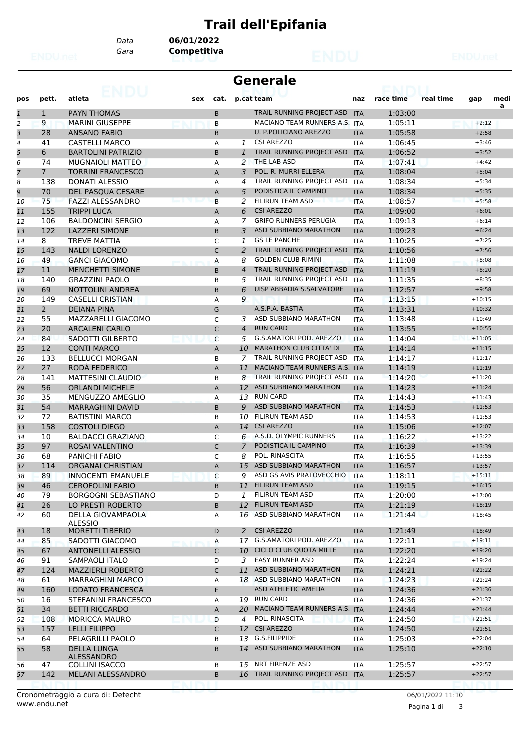# Trail dell'Epifania

Data **06/01/2022**
Gara **Competitiva**

## Generale

| pos | pett. | atleta | sex | cat. | p.cat | team | naz | race time | real time | gap | media |
|---|---|---|---|---|---|---|---|---|---|---|---|
| 1 | 1 | PAYN THOMAS | | B | | TRAIL RUNNING PROJECT ASD | ITA | 1:03:00 | | | |
| 2 | 9 | MARINI GIUSEPPE | | B | | MACIANO TEAM RUNNERS A.S. | ITA | 1:05:11 | | +2:12 | |
| 3 | 28 | ANSANO FABIO | | B | | U. P.POLICIANO AREZZO | ITA | 1:05:58 | | +2:58 | |
| 4 | 41 | CASTELLI MARCO | | A | 1 | CSI AREZZO | ITA | 1:06:45 | | +3:46 | |
| 5 | 6 | BARTOLINI PATRIZIO | | B | 1 | TRAIL RUNNING PROJECT ASD | ITA | 1:06:52 | | +3:52 | |
| 6 | 74 | MUGNAIOLI MATTEO | | A | 2 | THE LAB ASD | ITA | 1:07:41 | | +4:42 | |
| 7 | 7 | TORRINI FRANCESCO | | A | 3 | POL. R. MURRI ELLERA | ITA | 1:08:04 | | +5:04 | |
| 8 | 138 | DONATI ALESSIO | | A | 4 | TRAIL RUNNING PROJECT ASD | ITA | 1:08:34 | | +5:34 | |
| 9 | 70 | DEL PASQUA CESARE | | A | 5 | PODISTICA IL CAMPINO | ITA | 1:08:34 | | +5:35 | |
| 10 | 75 | FAZZI ALESSANDRO | | B | 2 | FILIRUN TEAM ASD | ITA | 1:08:57 | | +5:58 | |
| 11 | 155 | TRIPPI LUCA | | A | 6 | CSI AREZZO | ITA | 1:09:00 | | +6:01 | |
| 12 | 106 | BALDONCINI SERGIO | | A | 7 | GRIFO RUNNERS PERUGIA | ITA | 1:09:13 | | +6:14 | |
| 13 | 122 | LAZZERI SIMONE | | B | 3 | ASD SUBBIANO MARATHON | ITA | 1:09:23 | | +6:24 | |
| 14 | 8 | TREVE MATTIA | | C | 1 | GS LE PANCHE | ITA | 1:10:25 | | +7:25 | |
| 15 | 143 | NALDI LORENZO | | C | 2 | TRAIL RUNNING PROJECT ASD | ITA | 1:10:56 | | +7:56 | |
| 16 | 49 | GANCI GIACOMO | | A | 8 | GOLDEN CLUB RIMINI | ITA | 1:11:08 | | +8:08 | |
| 17 | 11 | MENCHETTI SIMONE | | B | 4 | TRAIL RUNNING PROJECT ASD | ITA | 1:11:19 | | +8:20 | |
| 18 | 140 | GRAZZINI PAOLO | | B | 5 | TRAIL RUNNING PROJECT ASD | ITA | 1:11:35 | | +8:35 | |
| 19 | 69 | NOTTOLINI ANDREA | | B | 6 | UISP ABBADIA S.SALVATORE | ITA | 1:12:57 | | +9:58 | |
| 20 | 149 | CASELLI CRISTIAN | | A | 9 | | ITA | 1:13:15 | | +10:15 | |
| 21 | 2 | DEIANA PINA | | G | | A.S.P.A. BASTIA | ITA | 1:13:31 | | +10:32 | |
| 22 | 55 | MAZZARELLI GIACOMO | | C | 3 | ASD SUBBIANO MARATHON | ITA | 1:13:48 | | +10:49 | |
| 23 | 20 | ARCALENI CARLO | | C | 4 | RUN CARD | ITA | 1:13:55 | | +10:55 | |
| 24 | 84 | SADOTTI GILBERTO | | C | 5 | G.S.AMATORI POD. AREZZO | ITA | 1:14:04 | | +11:05 | |
| 25 | 12 | CONTI MARCO | | A | 10 | MARATHON CLUB CITTA' DI | ITA | 1:14:14 | | +11:15 | |
| 26 | 133 | BELLUCCI MORGAN | | B | 7 | TRAIL RUNNING PROJECT ASD | ITA | 1:14:17 | | +11:17 | |
| 27 | 27 | RODÀ FEDERICO | | A | 11 | MACIANO TEAM RUNNERS A.S. | ITA | 1:14:19 | | +11:19 | |
| 28 | 141 | MATTESINI CLAUDIO | | B | 8 | TRAIL RUNNING PROJECT ASD | ITA | 1:14:20 | | +11:20 | |
| 29 | 56 | ORLANDI MICHELE | | A | 12 | ASD SUBBIANO MARATHON | ITA | 1:14:23 | | +11:24 | |
| 30 | 35 | MENGUZZO AMEGLIO | | A | 13 | RUN CARD | ITA | 1:14:43 | | +11:43 | |
| 31 | 54 | MARRAGHINI DAVID | | B | 9 | ASD SUBBIANO MARATHON | ITA | 1:14:53 | | +11:53 | |
| 32 | 72 | BATISTINI MARCO | | B | 10 | FILIRUN TEAM ASD | ITA | 1:14:53 | | +11:53 | |
| 33 | 158 | COSTOLI DIEGO | | A | 14 | CSI AREZZO | ITA | 1:15:06 | | +12:07 | |
| 34 | 10 | BALDACCI GRAZIANO | | C | 6 | A.S.D. OLYMPIC RUNNERS | ITA | 1:16:22 | | +13:22 | |
| 35 | 97 | ROSAI VALENTINO | | C | 7 | PODISTICA IL CAMPINO | ITA | 1:16:39 | | +13:39 | |
| 36 | 68 | PANICHI FABIO | | C | 8 | POL. RINASCITA | ITA | 1:16:55 | | +13:55 | |
| 37 | 114 | ORGANAI CHRISTIAN | | A | 15 | ASD SUBBIANO MARATHON | ITA | 1:16:57 | | +13:57 | |
| 38 | 89 | INNOCENTI EMANUELE | | C | 9 | ASD GS AVIS PRATOVECCHIO | ITA | 1:18:11 | | +15:11 | |
| 39 | 46 | CEROFOLINI FABIO | | B | 11 | FILIRUN TEAM ASD | ITA | 1:19:15 | | +16:15 | |
| 40 | 79 | BORGOGNI SEBASTIANO | | D | 1 | FILIRUN TEAM ASD | ITA | 1:20:00 | | +17:00 | |
| 41 | 26 | LO PRESTI ROBERTO | | B | 12 | FILIRUN TEAM ASD | ITA | 1:21:19 | | +18:19 | |
| 42 | 60 | DELLA GIOVAMPAOLA ALESSIO | | A | 16 | ASD SUBBIANO MARATHON | ITA | 1:21:44 | | +18:45 | |
| 43 | 18 | MORETTI TIBERIO | | D | 2 | CSI AREZZO | ITA | 1:21:49 | | +18:49 | |
| 44 | 85 | SADOTTI GIACOMO | | A | 17 | G.S.AMATORI POD. AREZZO | ITA | 1:22:11 | | +19:11 | |
| 45 | 67 | ANTONELLI ALESSIO | | C | 10 | CICLO CLUB QUOTA MILLE | ITA | 1:22:20 | | +19:20 | |
| 46 | 91 | SAMPAOLI ITALO | | D | 3 | EASY RUNNER ASD | ITA | 1:22:24 | | +19:24 | |
| 47 | 124 | MAZZIERLI ROBERTO | | C | 11 | ASD SUBBIANO MARATHON | ITA | 1:24:21 | | +21:22 | |
| 48 | 61 | MARRAGHINI MARCO | | A | 18 | ASD SUBBIANO MARATHON | ITA | 1:24:23 | | +21:24 | |
| 49 | 160 | LODATO FRANCESCA | | E | | ASD ATHLETIC AMELIA | ITA | 1:24:36 | | +21:36 | |
| 50 | 16 | STEFANINI FRANCESCO | | A | 19 | RUN CARD | ITA | 1:24:36 | | +21:37 | |
| 51 | 34 | BETTI RICCARDO | | A | 20 | MACIANO TEAM RUNNERS A.S. | ITA | 1:24:44 | | +21:44 | |
| 52 | 108 | MORICCA MAURO | | D | 4 | POL. RINASCITA | ITA | 1:24:50 | | +21:51 | |
| 53 | 157 | LELLI FILIPPO | | C | 12 | CSI AREZZO | ITA | 1:24:50 | | +21:51 | |
| 54 | 64 | PELAGRILLI PAOLO | | B | 13 | G.S.FILIPPIDE | ITA | 1:25:03 | | +22:04 | |
| 55 | 58 | DELLA LUNGA ALESSANDRO | | B | 14 | ASD SUBBIANO MARATHON | ITA | 1:25:10 | | +22:10 | |
| 56 | 47 | COLLINI ISACCO | | B | 15 | NRT FIRENZE ASD | ITA | 1:25:57 | | +22:57 | |
| 57 | 142 | MELANI ALESSANDRO | | B | 16 | TRAIL RUNNING PROJECT ASD | ITA | 1:25:57 | | +22:57 | |

Cronometraggio a cura di: Detecht
www.endu.net

06/01/2022 11:10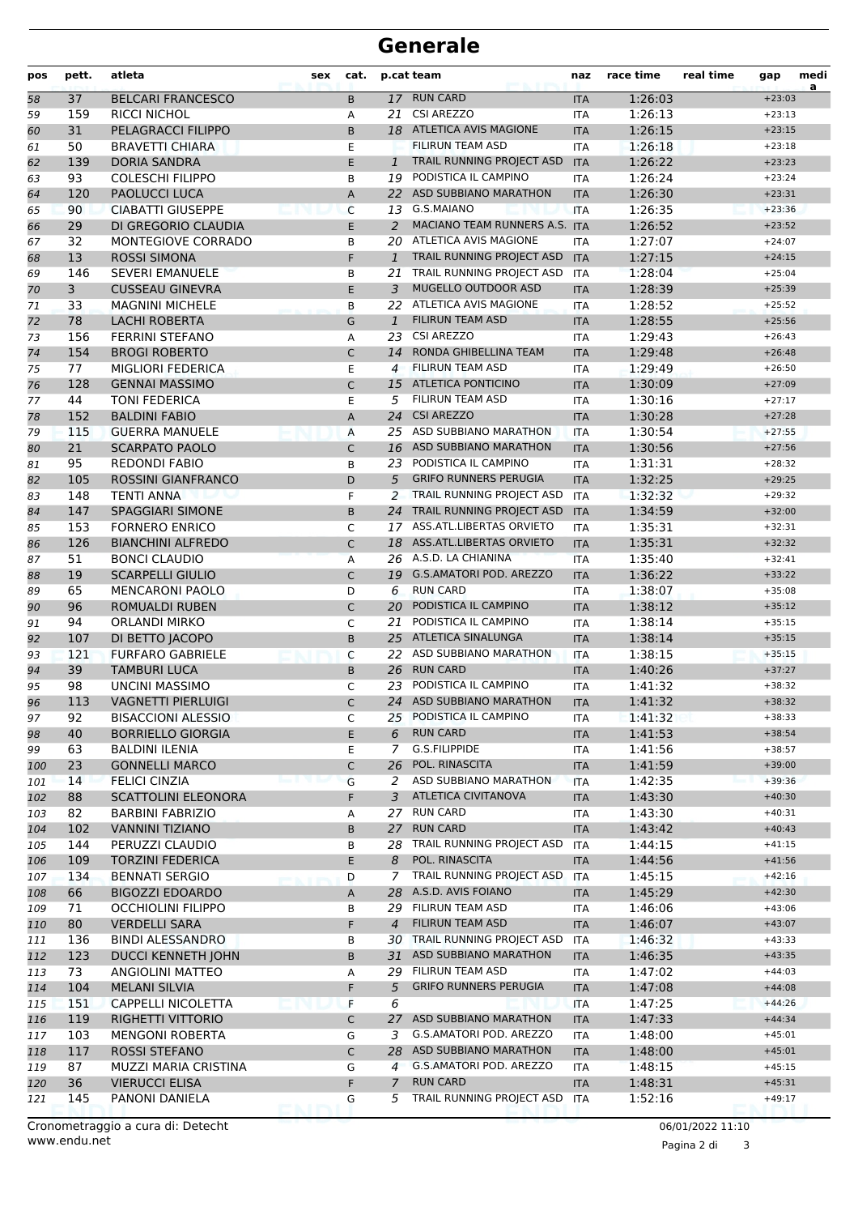# Generale

| pos | pett. | atleta | sex | cat. | p.cat | team | naz | race time | real time | gap | media |
|---|---|---|---|---|---|---|---|---|---|---|---|
| 58 | 37 | BELCARI FRANCESCO | | B | 17 | RUN CARD | ITA | 1:26:03 | | +23:03 | |
| 59 | 159 | RICCI NICHOL | | A | 21 | CSI AREZZO | ITA | 1:26:13 | | +23:13 | |
| 60 | 31 | PELAGRACCI FILIPPO | | B | 18 | ATLETICA AVIS MAGIONE | ITA | 1:26:15 | | +23:15 | |
| 61 | 50 | BRAVETTI CHIARA | | E | | FILIRUN TEAM ASD | ITA | 1:26:18 | | +23:18 | |
| 62 | 139 | DORIA SANDRA | | E | 1 | TRAIL RUNNING PROJECT ASD | ITA | 1:26:22 | | +23:23 | |
| 63 | 93 | COLESCHI FILIPPO | | B | 19 | PODISTICA IL CAMPINO | ITA | 1:26:24 | | +23:24 | |
| 64 | 120 | PAOLUCCI LUCA | | A | 22 | ASD SUBBIANO MARATHON | ITA | 1:26:30 | | +23:31 | |
| 65 | 90 | CIABATTI GIUSEPPE | | C | 13 | G.S.MAIANO | ITA | 1:26:35 | | +23:36 | |
| 66 | 29 | DI GREGORIO CLAUDIA | | E | 2 | MACIANO TEAM RUNNERS A.S. | ITA | 1:26:52 | | +23:52 | |
| 67 | 32 | MONTEGIOVE CORRADO | | B | 20 | ATLETICA AVIS MAGIONE | ITA | 1:27:07 | | +24:07 | |
| 68 | 13 | ROSSI SIMONA | | F | 1 | TRAIL RUNNING PROJECT ASD | ITA | 1:27:15 | | +24:15 | |
| 69 | 146 | SEVERI EMANUELE | | B | 21 | TRAIL RUNNING PROJECT ASD | ITA | 1:28:04 | | +25:04 | |
| 70 | 3 | CUSSEAU GINEVRA | | E | 3 | MUGELLO OUTDOOR ASD | ITA | 1:28:39 | | +25:39 | |
| 71 | 33 | MAGNINI MICHELE | | B | 22 | ATLETICA AVIS MAGIONE | ITA | 1:28:52 | | +25:52 | |
| 72 | 78 | LACHI ROBERTA | | G | 1 | FILIRUN TEAM ASD | ITA | 1:28:55 | | +25:56 | |
| 73 | 156 | FERRINI STEFANO | | A | 23 | CSI AREZZO | ITA | 1:29:43 | | +26:43 | |
| 74 | 154 | BROGI ROBERTO | | C | 14 | RONDA GHIBELLINA TEAM | ITA | 1:29:48 | | +26:48 | |
| 75 | 77 | MIGLIORI FEDERICA | | E | 4 | FILIRUN TEAM ASD | ITA | 1:29:49 | | +26:50 | |
| 76 | 128 | GENNAI MASSIMO | | C | 15 | ATLETICA PONTICINO | ITA | 1:30:09 | | +27:09 | |
| 77 | 44 | TONI FEDERICA | | E | 5 | FILIRUN TEAM ASD | ITA | 1:30:16 | | +27:17 | |
| 78 | 152 | BALDINI FABIO | | A | 24 | CSI AREZZO | ITA | 1:30:28 | | +27:28 | |
| 79 | 115 | GUERRA MANUELE | | A | 25 | ASD SUBBIANO MARATHON | ITA | 1:30:54 | | +27:55 | |
| 80 | 21 | SCARPATO PAOLO | | C | 16 | ASD SUBBIANO MARATHON | ITA | 1:30:56 | | +27:56 | |
| 81 | 95 | REDONDI FABIO | | B | 23 | PODISTICA IL CAMPINO | ITA | 1:31:31 | | +28:32 | |
| 82 | 105 | ROSSINI GIANFRANCO | | D | 5 | GRIFO RUNNERS PERUGIA | ITA | 1:32:25 | | +29:25 | |
| 83 | 148 | TENTI ANNA | | F | 2 | TRAIL RUNNING PROJECT ASD | ITA | 1:32:32 | | +29:32 | |
| 84 | 147 | SPAGGIARI SIMONE | | B | 24 | TRAIL RUNNING PROJECT ASD | ITA | 1:34:59 | | +32:00 | |
| 85 | 153 | FORNERO ENRICO | | C | 17 | ASS.ATL.LIBERTAS ORVIETO | ITA | 1:35:31 | | +32:31 | |
| 86 | 126 | BIANCHINI ALFREDO | | C | 18 | ASS.ATL.LIBERTAS ORVIETO | ITA | 1:35:31 | | +32:32 | |
| 87 | 51 | BONCI CLAUDIO | | A | 26 | A.S.D. LA CHIANINA | ITA | 1:35:40 | | +32:41 | |
| 88 | 19 | SCARPELLI GIULIO | | C | 19 | G.S.AMATORI POD. AREZZO | ITA | 1:36:22 | | +33:22 | |
| 89 | 65 | MENCARONI PAOLO | | D | 6 | RUN CARD | ITA | 1:38:07 | | +35:08 | |
| 90 | 96 | ROMUALDI RUBEN | | C | 20 | PODISTICA IL CAMPINO | ITA | 1:38:12 | | +35:12 | |
| 91 | 94 | ORLANDI MIRKO | | C | 21 | PODISTICA IL CAMPINO | ITA | 1:38:14 | | +35:15 | |
| 92 | 107 | DI BETTO JACOPO | | B | 25 | ATLETICA SINALUNGA | ITA | 1:38:14 | | +35:15 | |
| 93 | 121 | FURFARO GABRIELE | | C | 22 | ASD SUBBIANO MARATHON | ITA | 1:38:15 | | +35:15 | |
| 94 | 39 | TAMBURI LUCA | | B | 26 | RUN CARD | ITA | 1:40:26 | | +37:27 | |
| 95 | 98 | UNCINI MASSIMO | | C | 23 | PODISTICA IL CAMPINO | ITA | 1:41:32 | | +38:32 | |
| 96 | 113 | VAGNETTI PIERLUIGI | | C | 24 | ASD SUBBIANO MARATHON | ITA | 1:41:32 | | +38:32 | |
| 97 | 92 | BISACCIONI ALESSIO | | C | 25 | PODISTICA IL CAMPINO | ITA | 1:41:32 | | +38:33 | |
| 98 | 40 | BORRIELLO GIORGIA | | E | 6 | RUN CARD | ITA | 1:41:53 | | +38:54 | |
| 99 | 63 | BALDINI ILENIA | | E | 7 | G.S.FILIPPIDE | ITA | 1:41:56 | | +38:57 | |
| 100 | 23 | GONNELLI MARCO | | C | 26 | POL. RINASCITA | ITA | 1:41:59 | | +39:00 | |
| 101 | 14 | FELICI CINZIA | | G | 2 | ASD SUBBIANO MARATHON | ITA | 1:42:35 | | +39:36 | |
| 102 | 88 | SCATTOLINI ELEONORA | | F | 3 | ATLETICA CIVITANOVA | ITA | 1:43:30 | | +40:30 | |
| 103 | 82 | BARBINI FABRIZIO | | A | 27 | RUN CARD | ITA | 1:43:30 | | +40:31 | |
| 104 | 102 | VANNINI TIZIANO | | B | 27 | RUN CARD | ITA | 1:43:42 | | +40:43 | |
| 105 | 144 | PERUZZI CLAUDIO | | B | 28 | TRAIL RUNNING PROJECT ASD | ITA | 1:44:15 | | +41:15 | |
| 106 | 109 | TORZINI FEDERICA | | E | 8 | POL. RINASCITA | ITA | 1:44:56 | | +41:56 | |
| 107 | 134 | BENNATI SERGIO | | D | 7 | TRAIL RUNNING PROJECT ASD | ITA | 1:45:15 | | +42:16 | |
| 108 | 66 | BIGOZZI EDOARDO | | A | 28 | A.S.D. AVIS FOIANO | ITA | 1:45:29 | | +42:30 | |
| 109 | 71 | OCCHIOLINI FILIPPO | | B | 29 | FILIRUN TEAM ASD | ITA | 1:46:06 | | +43:06 | |
| 110 | 80 | VERDELLI SARA | | F | 4 | FILIRUN TEAM ASD | ITA | 1:46:07 | | +43:07 | |
| 111 | 136 | BINDI ALESSANDRO | | B | 30 | TRAIL RUNNING PROJECT ASD | ITA | 1:46:32 | | +43:33 | |
| 112 | 123 | DUCCI KENNETH JOHN | | B | 31 | ASD SUBBIANO MARATHON | ITA | 1:46:35 | | +43:35 | |
| 113 | 73 | ANGIOLINI MATTEO | | A | 29 | FILIRUN TEAM ASD | ITA | 1:47:02 | | +44:03 | |
| 114 | 104 | MELANI SILVIA | | F | 5 | GRIFO RUNNERS PERUGIA | ITA | 1:47:08 | | +44:08 | |
| 115 | 151 | CAPPELLI NICOLETTA | | F | 6 | | ITA | 1:47:25 | | +44:26 | |
| 116 | 119 | RIGHETTI VITTORIO | | C | 27 | ASD SUBBIANO MARATHON | ITA | 1:47:33 | | +44:34 | |
| 117 | 103 | MENGONI ROBERTA | | G | 3 | G.S.AMATORI POD. AREZZO | ITA | 1:48:00 | | +45:01 | |
| 118 | 117 | ROSSI STEFANO | | C | 28 | ASD SUBBIANO MARATHON | ITA | 1:48:00 | | +45:01 | |
| 119 | 87 | MUZZI MARIA CRISTINA | | G | 4 | G.S.AMATORI POD. AREZZO | ITA | 1:48:15 | | +45:15 | |
| 120 | 36 | VIERUCCI ELISA | | F | 7 | RUN CARD | ITA | 1:48:31 | | +45:31 | |
| 121 | 145 | PANONI DANIELA | | G | 5 | TRAIL RUNNING PROJECT ASD | ITA | 1:52:16 | | +49:17 | |

Cronometraggio a cura di: Detecht
www.endu.net

06/01/2022 11:10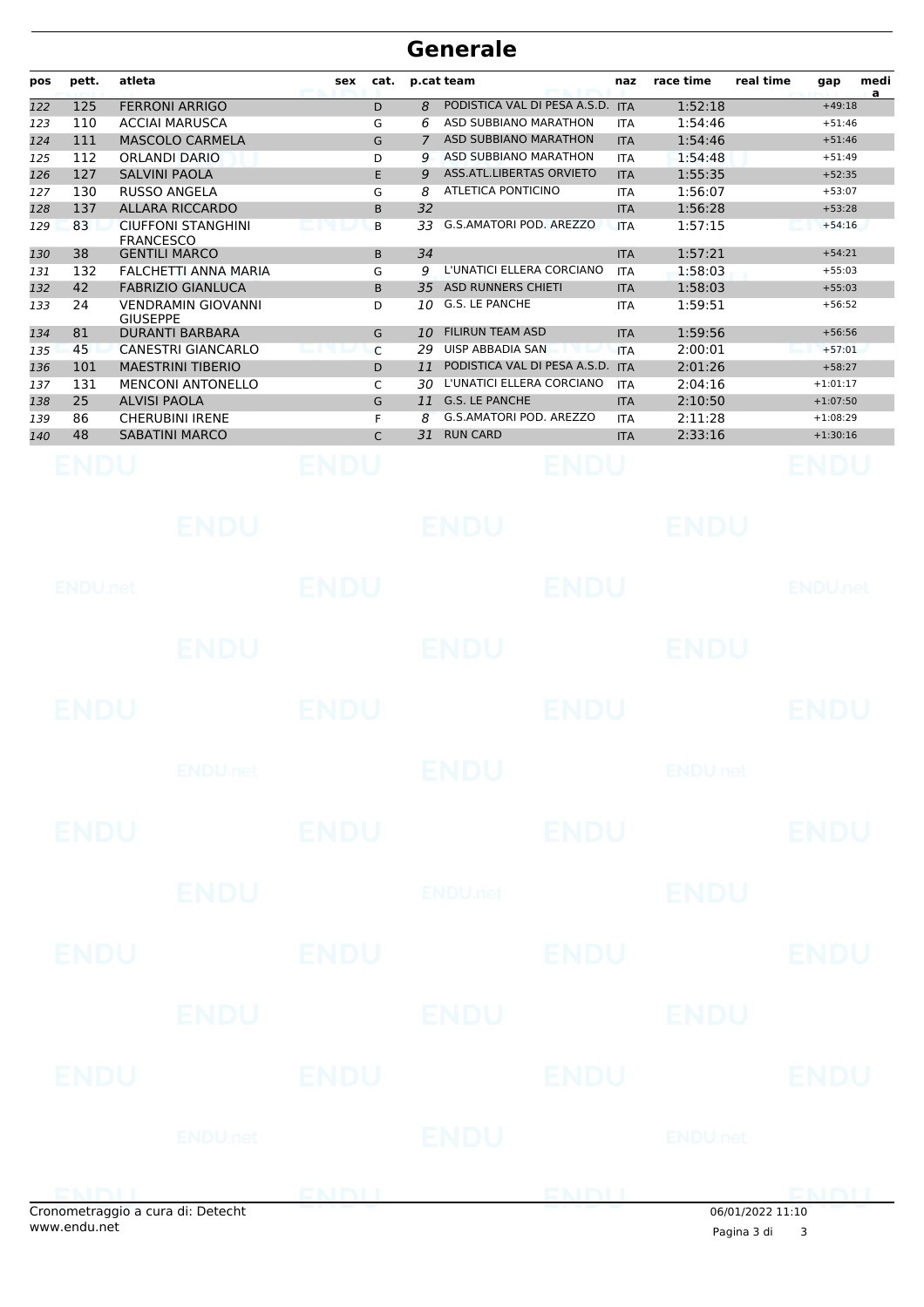# Generale

| pos | pett. | atleta | sex | cat. | p.cat | team | naz | race time | real time | gap | medi a |
|---|---|---|---|---|---|---|---|---|---|---|---|
| 122 | 125 | FERRONI ARRIGO | | D | 8 | PODISTICA VAL DI PESA A.S.D. | ITA | 1:52:18 | | +49:18 | |
| 123 | 110 | ACCIAI MARUSCA | | G | 6 | ASD SUBBIANO MARATHON | ITA | 1:54:46 | | +51:46 | |
| 124 | 111 | MASCOLO CARMELA | | G | 7 | ASD SUBBIANO MARATHON | ITA | 1:54:46 | | +51:46 | |
| 125 | 112 | ORLANDI DARIO | | D | 9 | ASD SUBBIANO MARATHON | ITA | 1:54:48 | | +51:49 | |
| 126 | 127 | SALVINI PAOLA | | E | 9 | ASS.ATL.LIBERTAS ORVIETO | ITA | 1:55:35 | | +52:35 | |
| 127 | 130 | RUSSO ANGELA | | G | 8 | ATLETICA PONTICINO | ITA | 1:56:07 | | +53:07 | |
| 128 | 137 | ALLARA RICCARDO | | B | 32 | | ITA | 1:56:28 | | +53:28 | |
| 129 | 83 | CIUFFONI STANGHINI FRANCESCO | | B | 33 | G.S.AMATORI POD. AREZZO | ITA | 1:57:15 | | +54:16 | |
| 130 | 38 | GENTILI MARCO | | B | 34 | | ITA | 1:57:21 | | +54:21 | |
| 131 | 132 | FALCHETTI ANNA MARIA | | G | 9 | L'UNATICI ELLERA CORCIANO | ITA | 1:58:03 | | +55:03 | |
| 132 | 42 | FABRIZIO GIANLUCA | | B | 35 | ASD RUNNERS CHIETI | ITA | 1:58:03 | | +55:03 | |
| 133 | 24 | VENDRAMIN GIOVANNI GIUSEPPE | | D | 10 | G.S. LE PANCHE | ITA | 1:59:51 | | +56:52 | |
| 134 | 81 | DURANTI BARBARA | | G | 10 | FILIRUN TEAM ASD | ITA | 1:59:56 | | +56:56 | |
| 135 | 45 | CANESTRI GIANCARLO | | C | 29 | UISP ABBADIA SAN | ITA | 2:00:01 | | +57:01 | |
| 136 | 101 | MAESTRINI TIBERIO | | D | 11 | PODISTICA VAL DI PESA A.S.D. | ITA | 2:01:26 | | +58:27 | |
| 137 | 131 | MENCONI ANTONELLO | | C | 30 | L'UNATICI ELLERA CORCIANO | ITA | 2:04:16 | | +1:01:17 | |
| 138 | 25 | ALVISI PAOLA | | G | 11 | G.S. LE PANCHE | ITA | 2:10:50 | | +1:07:50 | |
| 139 | 86 | CHERUBINI IRENE | | F | 8 | G.S.AMATORI POD. AREZZO | ITA | 2:11:28 | | +1:08:29 | |
| 140 | 48 | SABATINI MARCO | | C | 31 | RUN CARD | ITA | 2:33:16 | | +1:30:16 | |

Cronometraggio a cura di: Detecht
www.endu.net

06/01/2022 11:10